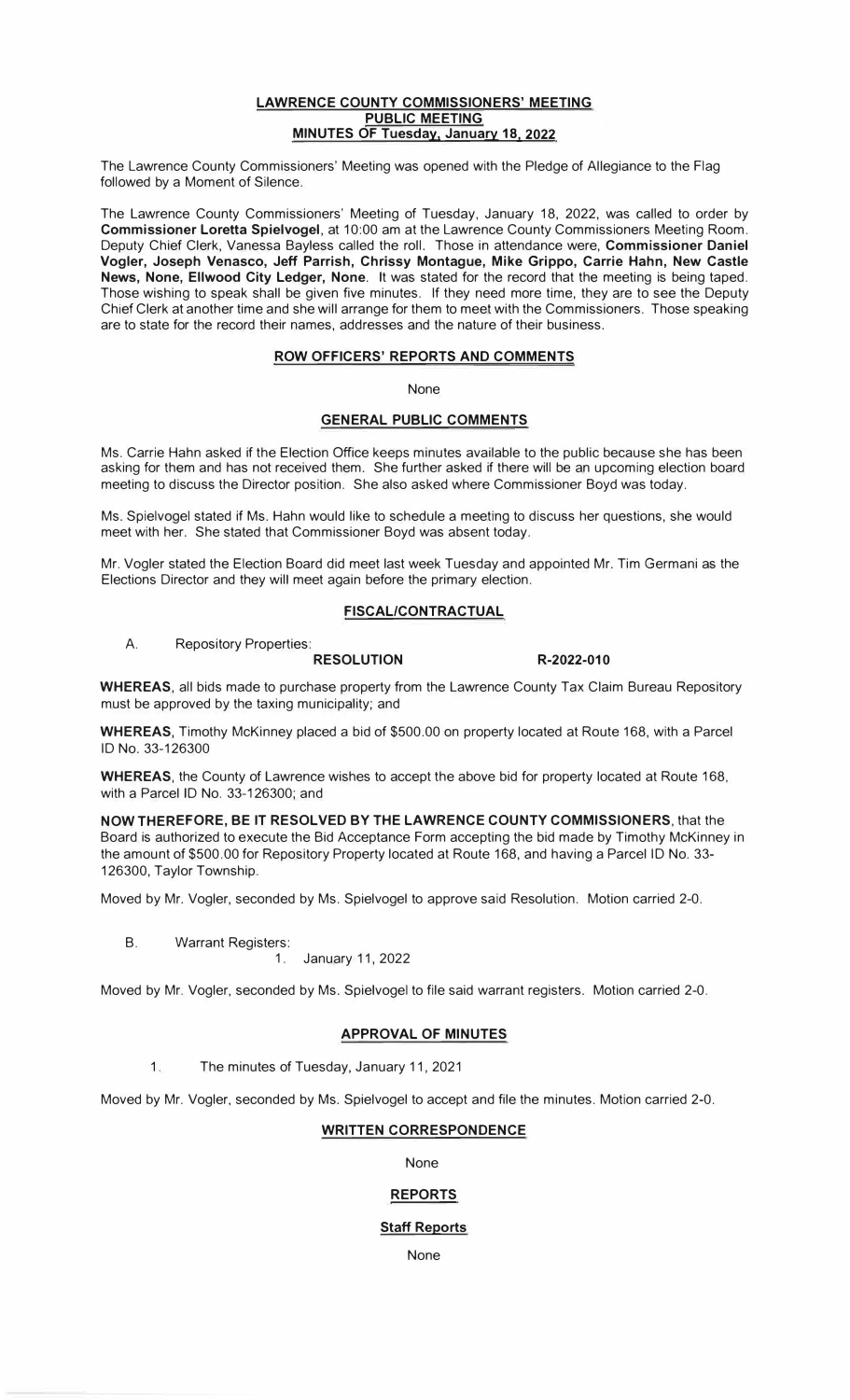# LAWRENCE COUNTY COMMISSIONERS' MEETING
## PUBLIC MEETING
## MINUTES OF Tuesday, January 18, 2022

The Lawrence County Commissioners' Meeting was opened with the Pledge of Allegiance to the Flag followed by a Moment of Silence.

The Lawrence County Commissioners' Meeting of Tuesday, January 18, 2022, was called to order by **Commissioner Loretta Spielvogel**, at 10:00 am at the Lawrence County Commissioners Meeting Room. Deputy Chief Clerk, Vanessa Bayless called the roll. Those in attendance were, **Commissioner Daniel Vogler, Joseph Venasco, Jeff Parrish, Chrissy Montague, Mike Grippo, Carrie Hahn, New Castle News, None, Ellwood City Ledger, None**. It was stated for the record that the meeting is being taped. Those wishing to speak shall be given five minutes. If they need more time, they are to see the Deputy Chief Clerk at another time and she will arrange for them to meet with the Commissioners. Those speaking are to state for the record their names, addresses and the nature of their business.

### ROW OFFICERS' REPORTS AND COMMENTS

None

### GENERAL PUBLIC COMMENTS

Ms. Carrie Hahn asked if the Election Office keeps minutes available to the public because she has been asking for them and has not received them. She further asked if there will be an upcoming election board meeting to discuss the Director position. She also asked where Commissioner Boyd was today.

Ms. Spielvogel stated if Ms. Hahn would like to schedule a meeting to discuss her questions, she would meet with her. She stated that Commissioner Boyd was absent today.

Mr. Vogler stated the Election Board did meet last week Tuesday and appointed Mr. Tim Germani as the Elections Director and they will meet again before the primary election.

### FISCAL/CONTRACTUAL

A. Repository Properties:

**RESOLUTION** **R-2022-010**

**WHEREAS**, all bids made to purchase property from the Lawrence County Tax Claim Bureau Repository must be approved by the taxing municipality; and

**WHEREAS**, Timothy McKinney placed a bid of $500.00 on property located at Route 168, with a Parcel ID No. 33-126300

**WHEREAS**, the County of Lawrence wishes to accept the above bid for property located at Route 168, with a Parcel ID No. 33-126300; and

**NOW THEREFORE, BE IT RESOLVED BY THE LAWRENCE COUNTY COMMISSIONERS**, that the Board is authorized to execute the Bid Acceptance Form accepting the bid made by Timothy McKinney in the amount of $500.00 for Repository Property located at Route 168, and having a Parcel ID No. 33-126300, Taylor Township.

Moved by Mr. Vogler, seconded by Ms. Spielvogel to approve said Resolution. Motion carried 2-0.

B. Warrant Registers:
   1. January 11, 2022

Moved by Mr. Vogler, seconded by Ms. Spielvogel to file said warrant registers. Motion carried 2-0.

### APPROVAL OF MINUTES

1. The minutes of Tuesday, January 11, 2021

Moved by Mr. Vogler, seconded by Ms. Spielvogel to accept and file the minutes. Motion carried 2-0.

### WRITTEN CORRESPONDENCE

None

### REPORTS

#### Staff Reports

None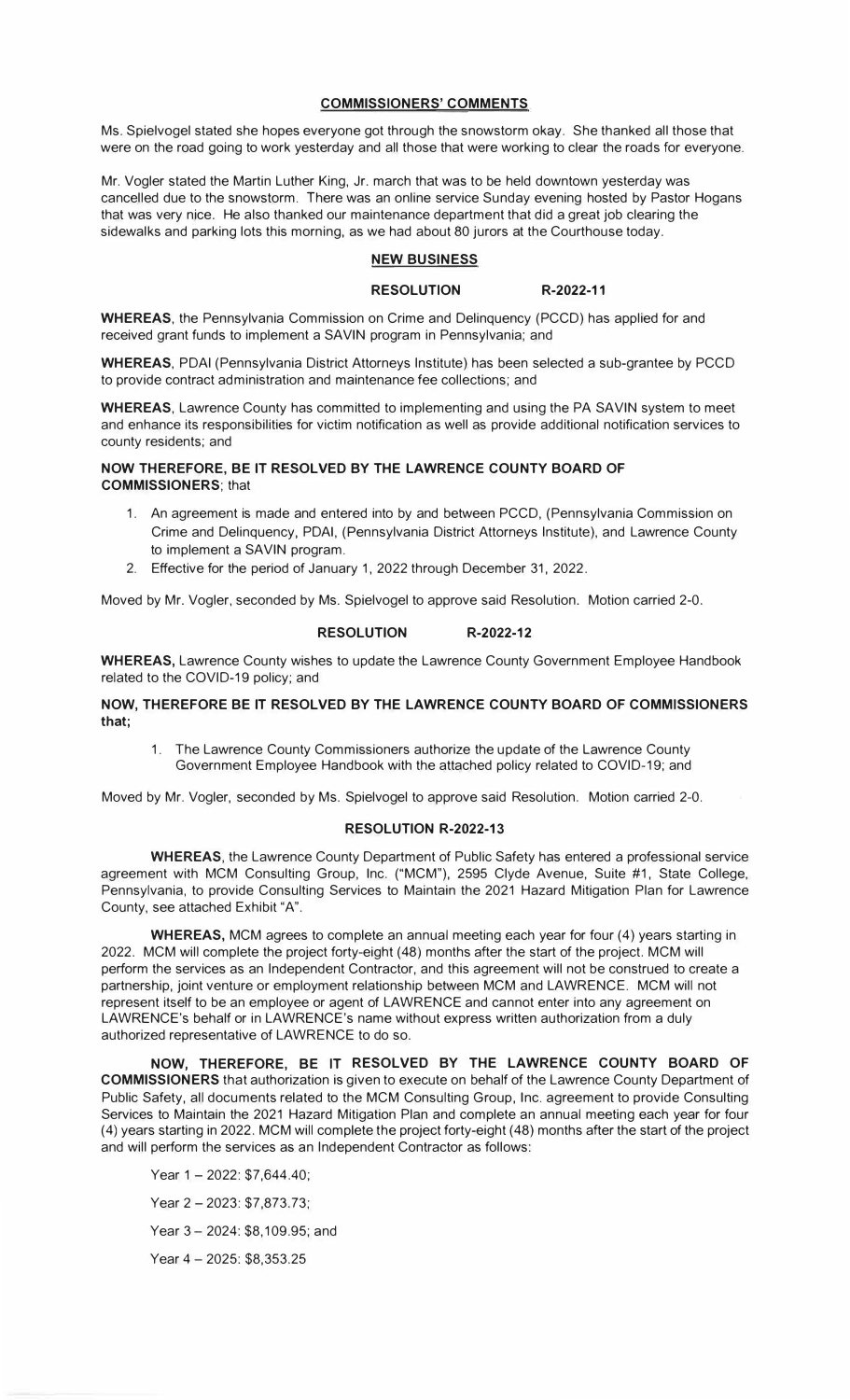## COMMISSIONERS' COMMENTS

Ms. Spielvogel stated she hopes everyone got through the snowstorm okay. She thanked all those that were on the road going to work yesterday and all those that were working to clear the roads for everyone.

Mr. Vogler stated the Martin Luther King, Jr. march that was to be held downtown yesterday was cancelled due to the snowstorm. There was an online service Sunday evening hosted by Pastor Hogans that was very nice. He also thanked our maintenance department that did a great job clearing the sidewalks and parking lots this morning, as we had about 80 jurors at the Courthouse today.

## NEW BUSINESS

### RESOLUTION R-2022-11

**WHEREAS**, the Pennsylvania Commission on Crime and Delinquency (PCCD) has applied for and received grant funds to implement a SAVIN program in Pennsylvania; and

**WHEREAS**, PDAI (Pennsylvania District Attorneys Institute) has been selected a sub-grantee by PCCD to provide contract administration and maintenance fee collections; and

**WHEREAS**, Lawrence County has committed to implementing and using the PA SAVIN system to meet and enhance its responsibilities for victim notification as well as provide additional notification services to county residents; and

**NOW THEREFORE, BE IT RESOLVED BY THE LAWRENCE COUNTY BOARD OF COMMISSIONERS**; that

1. An agreement is made and entered into by and between PCCD, (Pennsylvania Commission on Crime and Delinquency, PDAI, (Pennsylvania District Attorneys Institute), and Lawrence County to implement a SAVIN program.
2. Effective for the period of January 1, 2022 through December 31, 2022.

Moved by Mr. Vogler, seconded by Ms. Spielvogel to approve said Resolution. Motion carried 2-0.

### RESOLUTION R-2022-12

**WHEREAS,** Lawrence County wishes to update the Lawrence County Government Employee Handbook related to the COVID-19 policy; and

**NOW, THEREFORE BE IT RESOLVED BY THE LAWRENCE COUNTY BOARD OF COMMISSIONERS that;**

1. The Lawrence County Commissioners authorize the update of the Lawrence County Government Employee Handbook with the attached policy related to COVID-19; and

Moved by Mr. Vogler, seconded by Ms. Spielvogel to approve said Resolution. Motion carried 2-0.

### RESOLUTION R-2022-13

**WHEREAS**, the Lawrence County Department of Public Safety has entered a professional service agreement with MCM Consulting Group, Inc. ("MCM"), 2595 Clyde Avenue, Suite #1, State College, Pennsylvania, to provide Consulting Services to Maintain the 2021 Hazard Mitigation Plan for Lawrence County, see attached Exhibit "A".

**WHEREAS,** MCM agrees to complete an annual meeting each year for four (4) years starting in 2022. MCM will complete the project forty-eight (48) months after the start of the project. MCM will perform the services as an Independent Contractor, and this agreement will not be construed to create a partnership, joint venture or employment relationship between MCM and LAWRENCE. MCM will not represent itself to be an employee or agent of LAWRENCE and cannot enter into any agreement on LAWRENCE's behalf or in LAWRENCE's name without express written authorization from a duly authorized representative of LAWRENCE to do so.

**NOW, THEREFORE, BE IT RESOLVED BY THE LAWRENCE COUNTY BOARD OF COMMISSIONERS** that authorization is given to execute on behalf of the Lawrence County Department of Public Safety, all documents related to the MCM Consulting Group, Inc. agreement to provide Consulting Services to Maintain the 2021 Hazard Mitigation Plan and complete an annual meeting each year for four (4) years starting in 2022. MCM will complete the project forty-eight (48) months after the start of the project and will perform the services as an Independent Contractor as follows:

Year 1 – 2022: $7,644.40;

Year 2 – 2023: $7,873.73;

Year 3 – 2024: $8,109.95; and

Year 4 – 2025: $8,353.25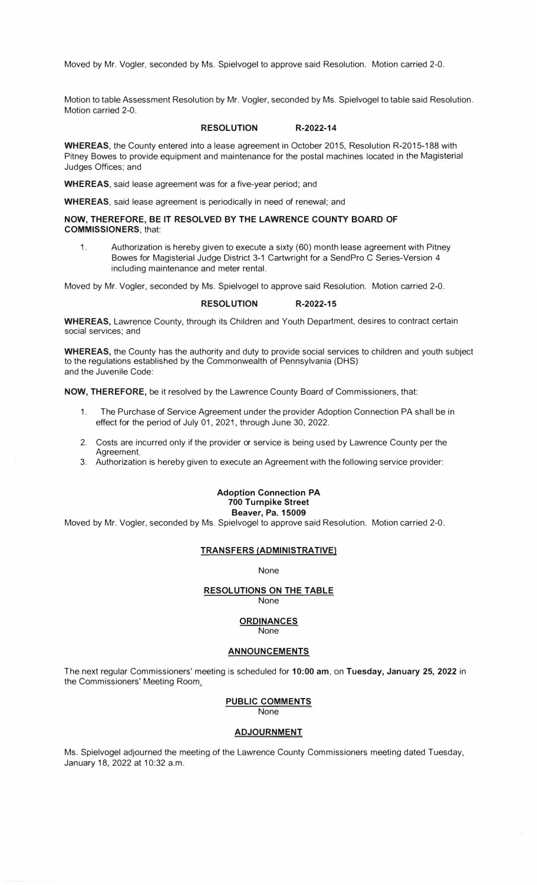Moved by Mr. Vogler, seconded by Ms. Spielvogel to approve said Resolution. Motion carried 2-0.

Motion to table Assessment Resolution by Mr. Vogler, seconded by Ms. Spielvogel to table said Resolution. Motion carried 2-0.

**RESOLUTION R-2022-14**

**WHEREAS**, the County entered into a lease agreement in October 2015, Resolution R-2015-188 with Pitney Bowes to provide equipment and maintenance for the postal machines located in the Magisterial Judges Offices; and

**WHEREAS**, said lease agreement was for a five-year period; and

**WHEREAS**, said lease agreement is periodically in need of renewal; and

**NOW, THEREFORE, BE IT RESOLVED BY THE LAWRENCE COUNTY BOARD OF COMMISSIONERS**, that:

1. Authorization is hereby given to execute a sixty (60) month lease agreement with Pitney Bowes for Magisterial Judge District 3-1 Cartwright for a SendPro C Series-Version 4 including maintenance and meter rental.

Moved by Mr. Vogler, seconded by Ms. Spielvogel to approve said Resolution. Motion carried 2-0.

**RESOLUTION R-2022-15**

**WHEREAS,** Lawrence County, through its Children and Youth Department, desires to contract certain social services; and

**WHEREAS,** the County has the authority and duty to provide social services to children and youth subject to the regulations established by the Commonwealth of Pennsylvania (DHS) and the Juvenile Code:

**NOW, THEREFORE,** be it resolved by the Lawrence County Board of Commissioners, that:

1. The Purchase of Service Agreement under the provider Adoption Connection PA shall be in effect for the period of July 01, 2021, through June 30, 2022.
2. Costs are incurred only if the provider or service is being used by Lawrence County per the Agreement.
3. Authorization is hereby given to execute an Agreement with the following service provider:

**Adoption Connection PA**
**700 Turnpike Street**
**Beaver, Pa. 15009**

Moved by Mr. Vogler, seconded by Ms. Spielvogel to approve said Resolution. Motion carried 2-0.

**TRANSFERS (ADMINISTRATIVE)**

None

**RESOLUTIONS ON THE TABLE**

None

**ORDINANCES**

None

**ANNOUNCEMENTS**

The next regular Commissioners' meeting is scheduled for **10:00 am**, on **Tuesday, January 25, 2022** in the Commissioners' Meeting Room.

**PUBLIC COMMENTS**

None

**ADJOURNMENT**

Ms. Spielvogel adjourned the meeting of the Lawrence County Commissioners meeting dated Tuesday, January 18, 2022 at 10:32 a.m.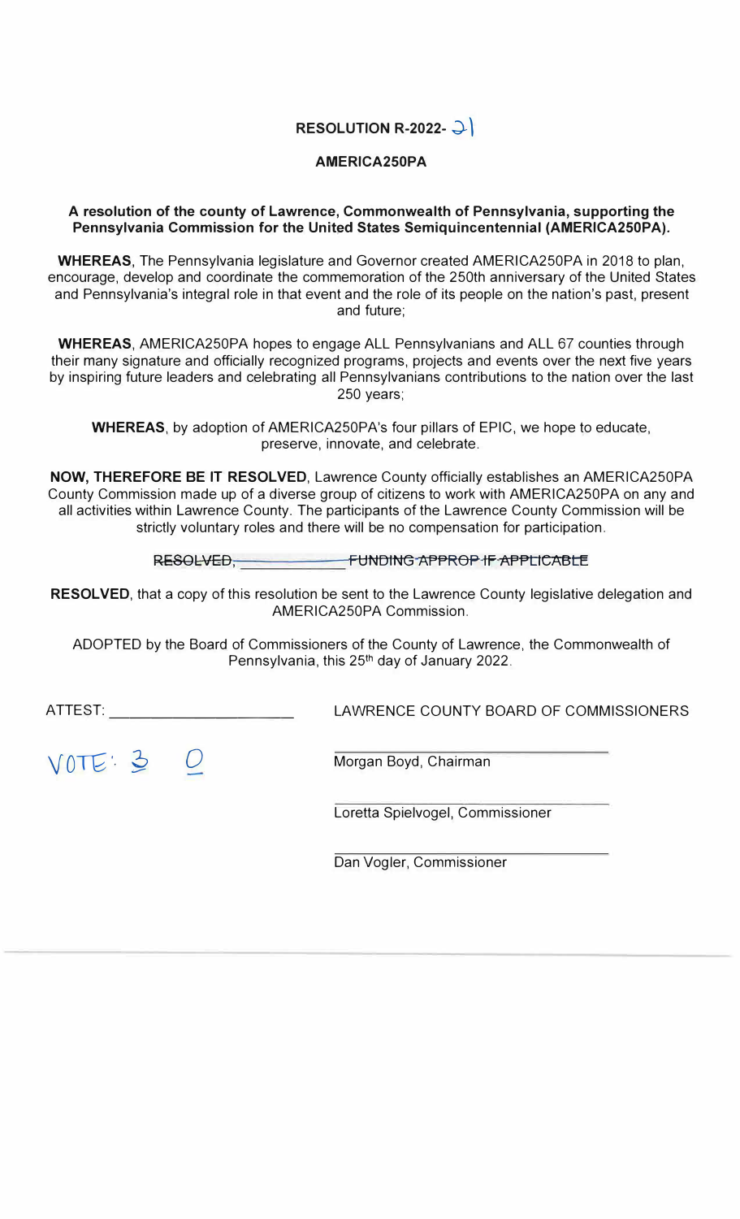**RESOLUTION R-2022- 21**

**AMERICA250PA**

**A resolution of the county of Lawrence, Commonwealth of Pennsylvania, supporting the Pennsylvania Commission for the United States Semiquincentennial (AMERICA250PA).**

**WHEREAS**, The Pennsylvania legislature and Governor created AMERICA250PA in 2018 to plan, encourage, develop and coordinate the commemoration of the 250th anniversary of the United States and Pennsylvania's integral role in that event and the role of its people on the nation's past, present and future;

**WHEREAS**, AMERICA250PA hopes to engage ALL Pennsylvanians and ALL 67 counties through their many signature and officially recognized programs, projects and events over the next five years by inspiring future leaders and celebrating all Pennsylvanians contributions to the nation over the last 250 years;

**WHEREAS**, by adoption of AMERICA250PA's four pillars of EPIC, we hope to educate, preserve, innovate, and celebrate.

**NOW, THEREFORE BE IT RESOLVED**, Lawrence County officially establishes an AMERICA250PA County Commission made up of a diverse group of citizens to work with AMERICA250PA on any and all activities within Lawrence County. The participants of the Lawrence County Commission will be strictly voluntary roles and there will be no compensation for participation.

~~RESOLVED, ____________ FUNDING APPROP IF APPLICABLE~~

**RESOLVED**, that a copy of this resolution be sent to the Lawrence County legislative delegation and AMERICA250PA Commission.

ADOPTED by the Board of Commissioners of the County of Lawrence, the Commonwealth of Pennsylvania, this 25th day of January 2022.

ATTEST: ____________________

LAWRENCE COUNTY BOARD OF COMMISSIONERS

VOTE: 3 0

____________________
Morgan Boyd, Chairman

____________________
Loretta Spielvogel, Commissioner

____________________
Dan Vogler, Commissioner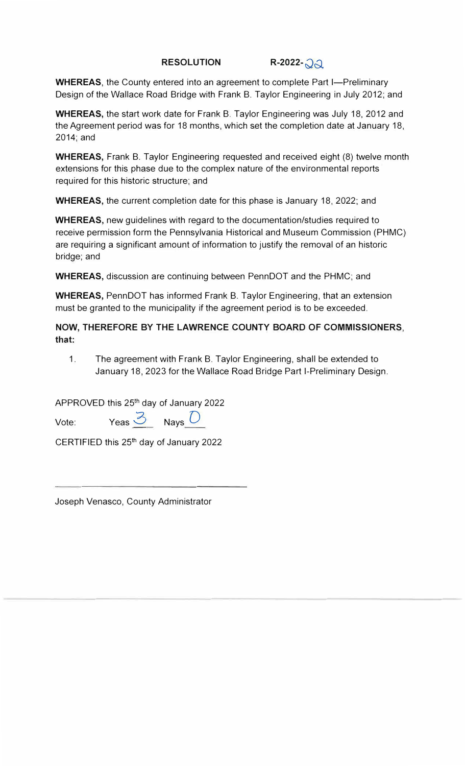**RESOLUTION** **R-2022-22**

**WHEREAS**, the County entered into an agreement to complete Part I—Preliminary Design of the Wallace Road Bridge with Frank B. Taylor Engineering in July 2012; and

**WHEREAS,** the start work date for Frank B. Taylor Engineering was July 18, 2012 and the Agreement period was for 18 months, which set the completion date at January 18, 2014; and

**WHEREAS,** Frank B. Taylor Engineering requested and received eight (8) twelve month extensions for this phase due to the complex nature of the environmental reports required for this historic structure; and

**WHEREAS,** the current completion date for this phase is January 18, 2022; and

**WHEREAS,** new guidelines with regard to the documentation/studies required to receive permission form the Pennsylvania Historical and Museum Commission (PHMC) are requiring a significant amount of information to justify the removal of an historic bridge; and

**WHEREAS,** discussion are continuing between PennDOT and the PHMC; and

**WHEREAS,** PennDOT has informed Frank B. Taylor Engineering, that an extension must be granted to the municipality if the agreement period is to be exceeded.

**NOW, THEREFORE BY THE LAWRENCE COUNTY BOARD OF COMMISSIONERS, that:**

1. The agreement with Frank B. Taylor Engineering, shall be extended to January 18, 2023 for the Wallace Road Bridge Part I-Preliminary Design.

APPROVED this 25th day of January 2022

Vote: Yeas 3 Nays 0

CERTIFIED this 25th day of January 2022

______________________________

Joseph Venasco, County Administrator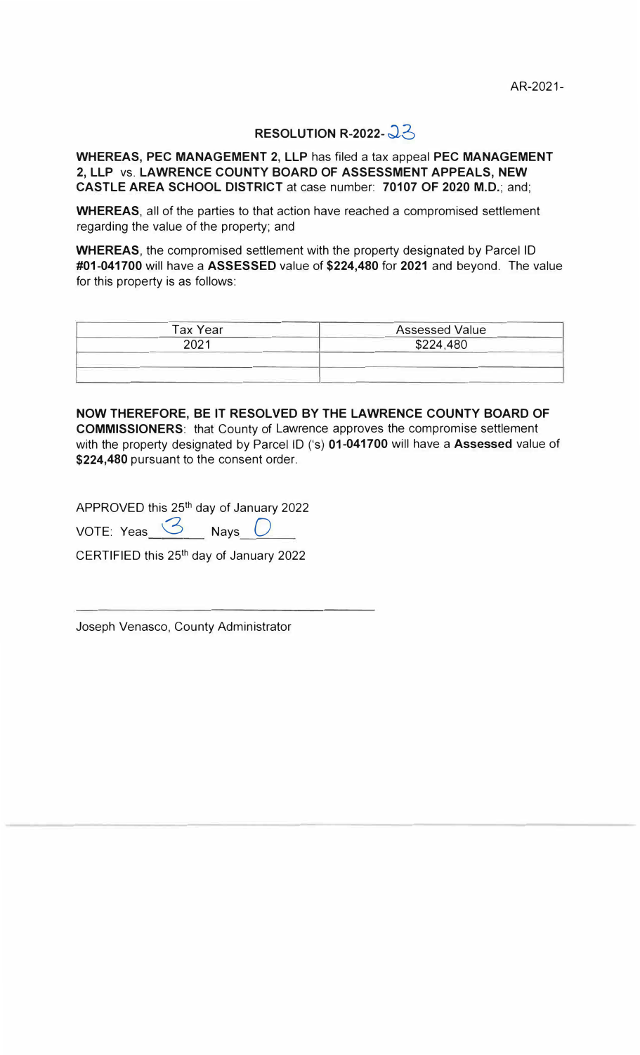AR-2021-

## RESOLUTION R-2022-23

**WHEREAS, PEC MANAGEMENT 2, LLP** has filed a tax appeal **PEC MANAGEMENT 2, LLP** vs. **LAWRENCE COUNTY BOARD OF ASSESSMENT APPEALS, NEW CASTLE AREA SCHOOL DISTRICT** at case number: **70107 OF 2020 M.D.**; and;

**WHEREAS**, all of the parties to that action have reached a compromised settlement regarding the value of the property; and

**WHEREAS**, the compromised settlement with the property designated by Parcel ID **#01-041700** will have a **ASSESSED** value of **$224,480** for **2021** and beyond. The value for this property is as follows:

| Tax Year | Assessed Value |
|---|---|
| 2021 | $224,480 |
| | |
| | |

**NOW THEREFORE, BE IT RESOLVED BY THE LAWRENCE COUNTY BOARD OF COMMISSIONERS**: that County of Lawrence approves the compromise settlement with the property designated by Parcel ID ('s) **01-041700** will have a **Assessed** value of **$224,480** pursuant to the consent order.

APPROVED this 25th day of January 2022

VOTE: Yeas 3 Nays 0

CERTIFIED this 25th day of January 2022

_______________________________

Joseph Venasco, County Administrator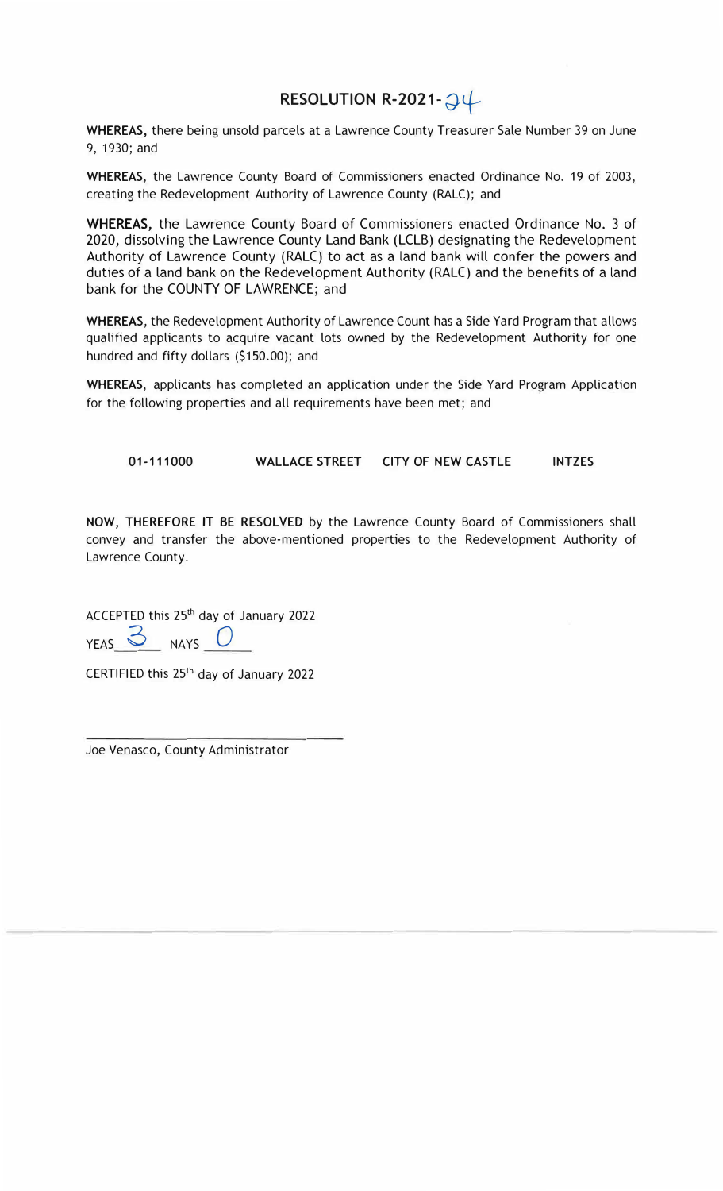# RESOLUTION R-2021-24

**WHEREAS,** there being unsold parcels at a Lawrence County Treasurer Sale Number 39 on June 9, 1930; and

**WHEREAS**, the Lawrence County Board of Commissioners enacted Ordinance No. 19 of 2003, creating the Redevelopment Authority of Lawrence County (RALC); and

**WHEREAS,** the Lawrence County Board of Commissioners enacted Ordinance No. 3 of 2020, dissolving the Lawrence County Land Bank (LCLB) designating the Redevelopment Authority of Lawrence County (RALC) to act as a land bank will confer the powers and duties of a land bank on the Redevelopment Authority (RALC) and the benefits of a land bank for the COUNTY OF LAWRENCE; and

**WHEREAS**, the Redevelopment Authority of Lawrence Count has a Side Yard Program that allows qualified applicants to acquire vacant lots owned by the Redevelopment Authority for one hundred and fifty dollars ($150.00); and

**WHEREAS**, applicants has completed an application under the Side Yard Program Application for the following properties and all requirements have been met; and

| | | | |
|---|---|---|---|
| **01-111000** | **WALLACE STREET** | **CITY OF NEW CASTLE** | **INTZES** |

**NOW, THEREFORE IT BE RESOLVED** by the Lawrence County Board of Commissioners shall convey and transfer the above-mentioned properties to the Redevelopment Authority of Lawrence County.

ACCEPTED this 25th day of January 2022

YEAS 3 NAYS 0

CERTIFIED this 25th day of January 2022

\_\_\_\_\_\_\_\_\_\_\_\_\_\_\_\_\_\_\_\_\_\_\_\_\_\_\_\_\_\_

Joe Venasco, County Administrator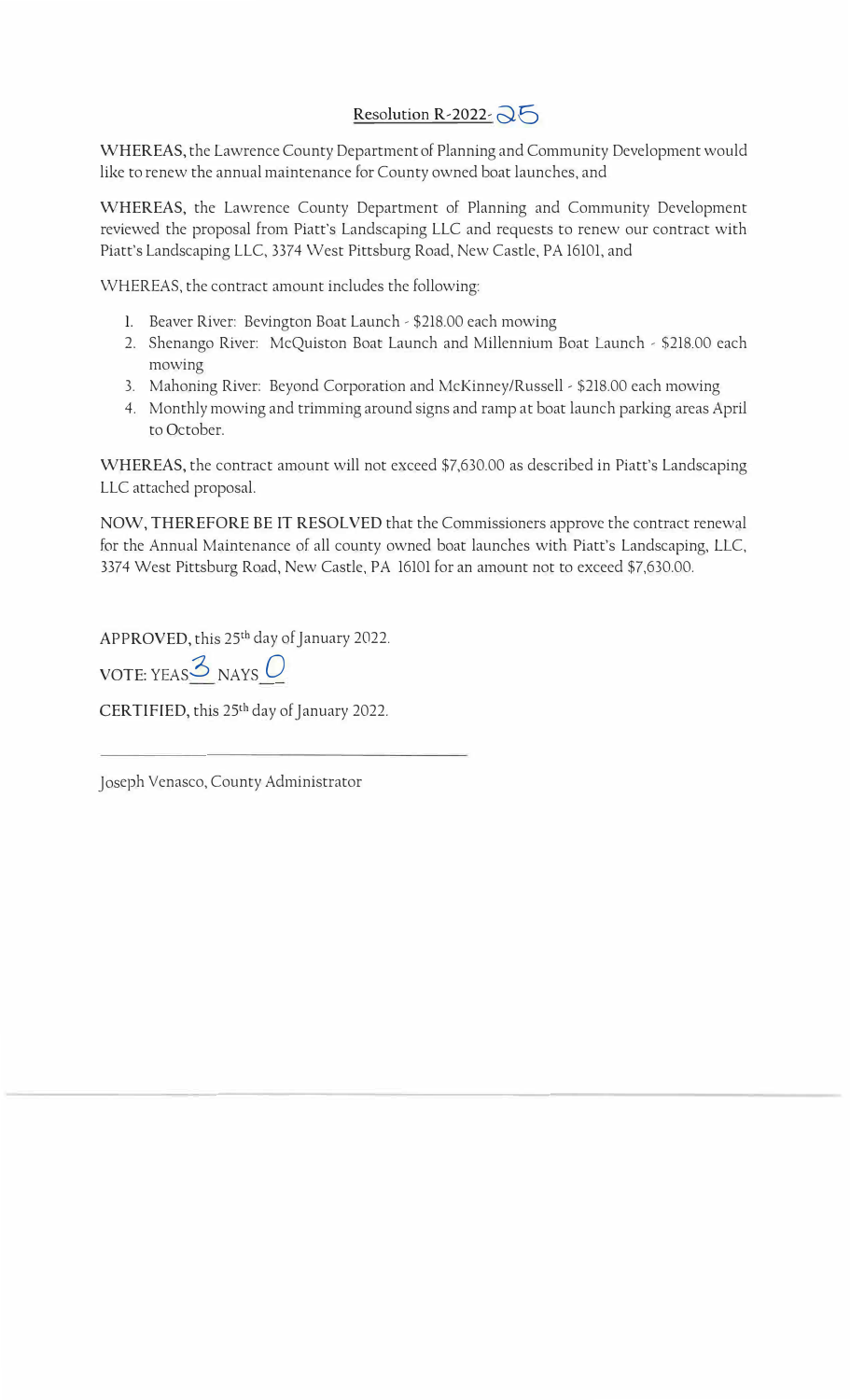## Resolution R-2022-25

**WHEREAS,** the Lawrence County Department of Planning and Community Development would like to renew the annual maintenance for County owned boat launches, and

**WHEREAS,** the Lawrence County Department of Planning and Community Development reviewed the proposal from Piatt's Landscaping LLC and requests to renew our contract with Piatt's Landscaping LLC, 3374 West Pittsburg Road, New Castle, PA 16101, and

WHEREAS, the contract amount includes the following:

1. Beaver River: Bevington Boat Launch - $218.00 each mowing
2. Shenango River: McQuiston Boat Launch and Millennium Boat Launch - $218.00 each mowing
3. Mahoning River: Beyond Corporation and McKinney/Russell - $218.00 each mowing
4. Monthly mowing and trimming around signs and ramp at boat launch parking areas April to October.

**WHEREAS,** the contract amount will not exceed $7,630.00 as described in Piatt's Landscaping LLC attached proposal.

**NOW, THEREFORE BE IT RESOLVED** that the Commissioners approve the contract renewal for the Annual Maintenance of all county owned boat launches with Piatt's Landscaping, LLC, 3374 West Pittsburg Road, New Castle, PA 16101 for an amount not to exceed $7,630.00.

APPROVED, this 25th day of January 2022.

VOTE: YEAS 3 NAYS 0

CERTIFIED, this 25th day of January 2022.

\_\_\_\_\_\_\_\_\_\_\_\_\_\_\_\_\_\_\_\_\_\_\_\_\_\_\_\_\_\_\_\_

Joseph Venasco, County Administrator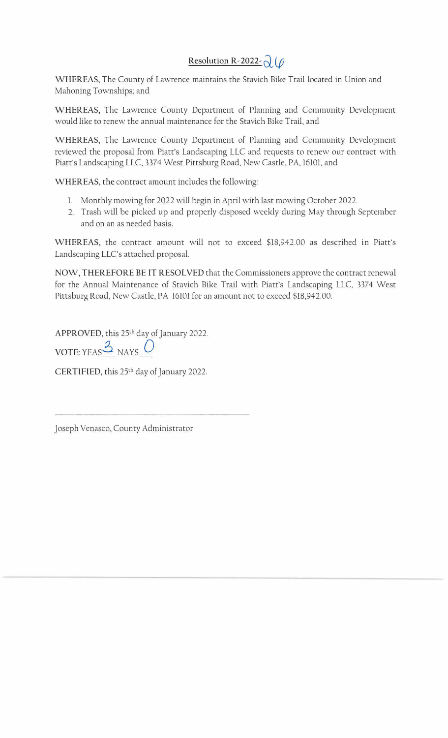# Resolution R-2022-26

**WHEREAS,** The County of Lawrence maintains the Stavich Bike Trail located in Union and Mahoning Townships; and

**WHEREAS,** The Lawrence County Department of Planning and Community Development would like to renew the annual maintenance for the Stavich Bike Trail, and

**WHEREAS,** The Lawrence County Department of Planning and Community Development reviewed the proposal from Piatt's Landscaping LLC and requests to renew our contract with Piatt's Landscaping LLC, 3374 West Pittsburg Road, New Castle, PA, 16101, and

**WHEREAS, the** contract amount includes the following:

1. Monthly mowing for 2022 will begin in April with last mowing October 2022.
2. Trash will be picked up and properly disposed weekly during May through September and on an as needed basis.

**WHEREAS,** the contract amount will not to exceed $18,942.00 as described in Piatt's Landscaping LLC's attached proposal.

**NOW, THEREFORE BE IT RESOLVED** that the Commissioners approve the contract renewal for the Annual Maintenance of Stavich Bike Trail with Piatt's Landscaping LLC, 3374 West Pittsburg Road, New Castle, PA 16101 for an amount not to exceed $18,942.00.

**APPROVED,** this 25th day of January 2022.

**VOTE:** YEAS 3 NAYS 0

**CERTIFIED,** this 25th day of January 2022.

\_\_\_\_\_\_\_\_\_\_\_\_\_\_\_\_\_\_\_\_\_\_\_\_\_\_\_\_\_\_\_\_\_\_\_\_\_\_\_\_

Joseph Venasco, County Administrator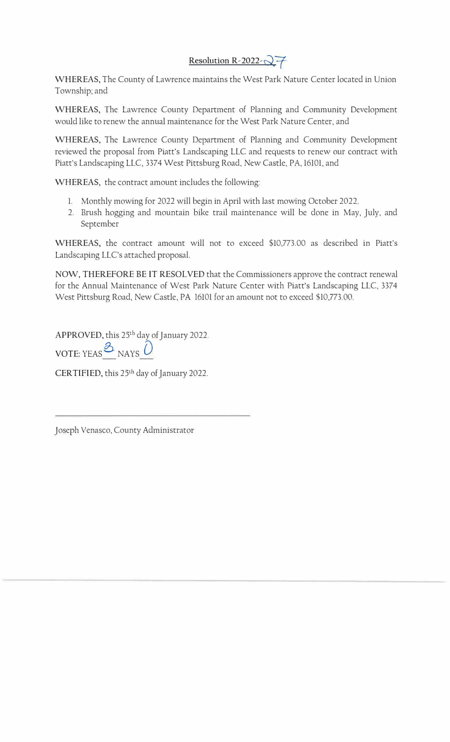**Resolution R-2022-27**

**WHEREAS,** The County of Lawrence maintains the West Park Nature Center located in Union Township; and

**WHEREAS,** The Lawrence County Department of Planning and Community Development would like to renew the annual maintenance for the West Park Nature Center, and

**WHEREAS,** The Lawrence County Department of Planning and Community Development reviewed the proposal from Piatt's Landscaping LLC and requests to renew our contract with Piatt's Landscaping LLC, 3374 West Pittsburg Road, New Castle, PA, 16101, and

**WHEREAS,** the contract amount includes the following:

1. Monthly mowing for 2022 will begin in April with last mowing October 2022.
2. Brush hogging and mountain bike trail maintenance will be done in May, July, and September

**WHEREAS,** the contract amount will not to exceed $10,773.00 as described in Piatt's Landscaping LLC's attached proposal.

**NOW, THEREFORE BE IT RESOLVED** that the Commissioners approve the contract renewal for the Annual Maintenance of West Park Nature Center with Piatt's Landscaping LLC, 3374 West Pittsburg Road, New Castle, PA 16101 for an amount not to exceed $10,773.00.

**APPROVED,** this 25th day of January 2022.

**VOTE:** YEAS 3 NAYS 0

**CERTIFIED,** this 25th day of January 2022.

\_\_\_\_\_\_\_\_\_\_\_\_\_\_\_\_\_\_\_\_\_\_\_\_\_\_\_\_\_\_\_\_\_\_\_\_\_\_

Joseph Venasco, County Administrator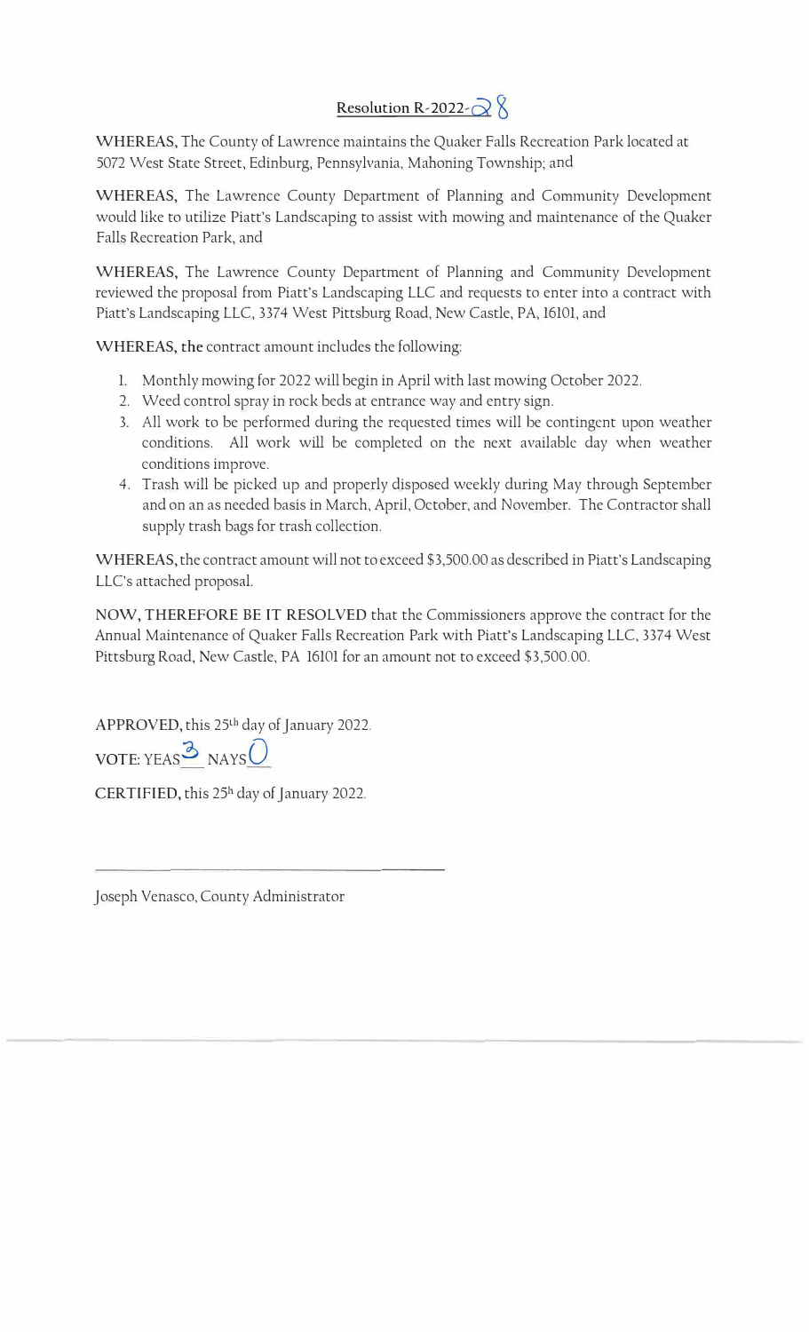<u>Resolution R-2022-28</u>

**WHEREAS,** The County of Lawrence maintains the Quaker Falls Recreation Park located at 5072 West State Street, Edinburg, Pennsylvania, Mahoning Township; and

**WHEREAS,** The Lawrence County Department of Planning and Community Development would like to utilize Piatt's Landscaping to assist with mowing and maintenance of the Quaker Falls Recreation Park, and

**WHEREAS,** The Lawrence County Department of Planning and Community Development reviewed the proposal from Piatt's Landscaping LLC and requests to enter into a contract with Piatt's Landscaping LLC, 3374 West Pittsburg Road, New Castle, PA, 16101, and

**WHEREAS, the** contract amount includes the following:

1. Monthly mowing for 2022 will begin in April with last mowing October 2022.
2. Weed control spray in rock beds at entrance way and entry sign.
3. All work to be performed during the requested times will be contingent upon weather conditions. All work will be completed on the next available day when weather conditions improve.
4. Trash will be picked up and properly disposed weekly during May through September and on an as needed basis in March, April, October, and November. The Contractor shall supply trash bags for trash collection.

**WHEREAS,** the contract amount will not to exceed $3,500.00 as described in Piatt's Landscaping LLC's attached proposal.

**NOW, THEREFORE BE IT RESOLVED** that the Commissioners approve the contract for the Annual Maintenance of Quaker Falls Recreation Park with Piatt's Landscaping LLC, 3374 West Pittsburg Road, New Castle, PA 16101 for an amount not to exceed $3,500.00.

**APPROVED,** this 25th day of January 2022.

**VOTE:** YEAS 3 NAYS 0

**CERTIFIED,** this 25th day of January 2022.

\_\_\_\_\_\_\_\_\_\_\_\_\_\_\_\_\_\_\_\_\_\_\_\_\_\_\_\_\_\_\_\_\_\_\_\_\_\_\_\_

Joseph Venasco, County Administrator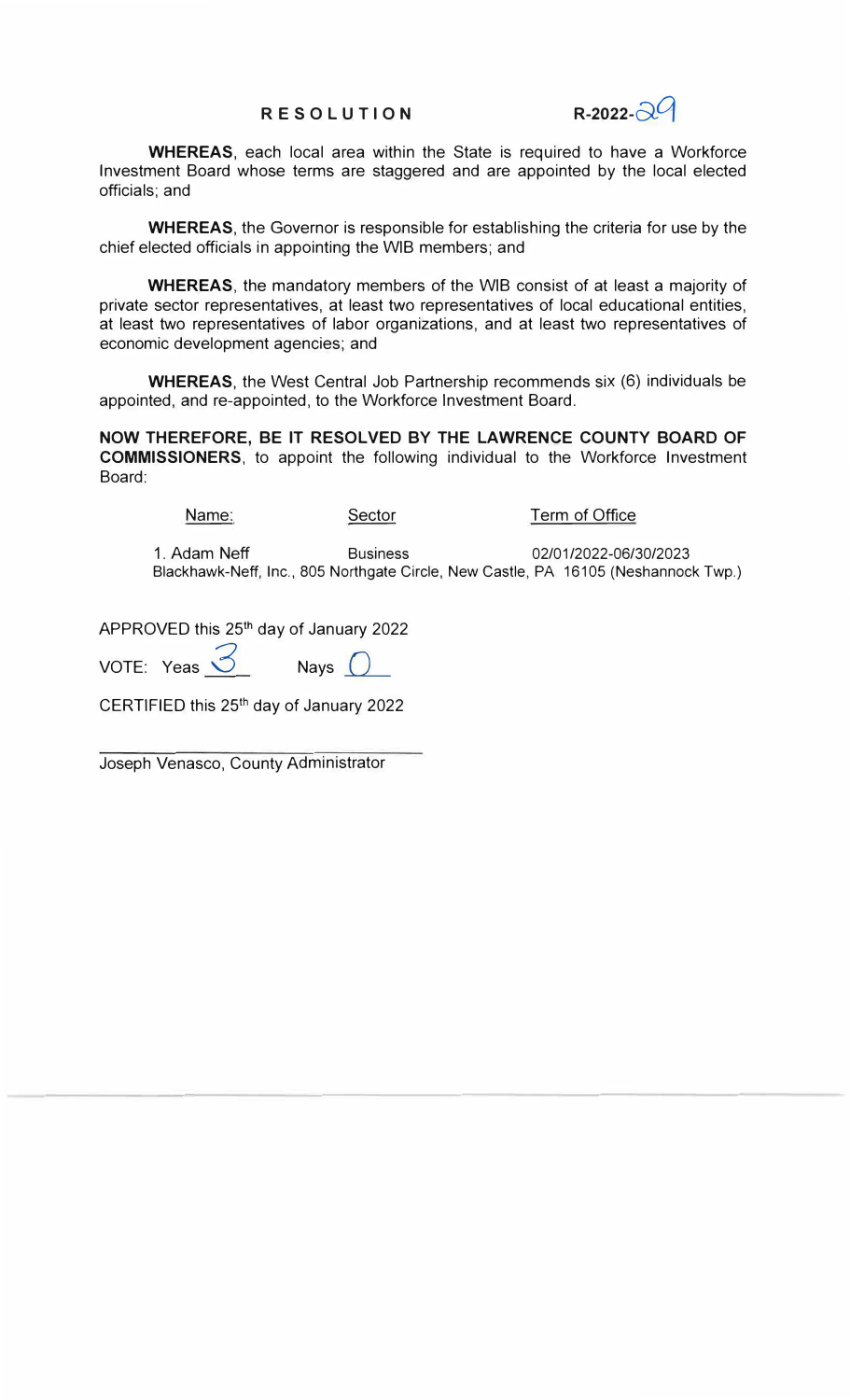# RESOLUTION

**R-2022-29**

**WHEREAS**, each local area within the State is required to have a Workforce Investment Board whose terms are staggered and are appointed by the local elected officials; and

**WHEREAS**, the Governor is responsible for establishing the criteria for use by the chief elected officials in appointing the WIB members; and

**WHEREAS**, the mandatory members of the WIB consist of at least a majority of private sector representatives, at least two representatives of local educational entities, at least two representatives of labor organizations, and at least two representatives of economic development agencies; and

**WHEREAS**, the West Central Job Partnership recommends six (6) individuals be appointed, and re-appointed, to the Workforce Investment Board.

**NOW THEREFORE, BE IT RESOLVED BY THE LAWRENCE COUNTY BOARD OF COMMISSIONERS**, to appoint the following individual to the Workforce Investment Board:

| Name: | Sector | Term of Office |
|---|---|---|
| 1. Adam Neff | Business | 02/01/2022-06/30/2023 |

Blackhawk-Neff, Inc., 805 Northgate Circle, New Castle, PA 16105 (Neshannock Twp.)

APPROVED this 25th day of January 2022

VOTE: Yeas 3 Nays 0

CERTIFIED this 25th day of January 2022

\_\_\_\_\_\_\_\_\_\_\_\_\_\_\_\_\_\_\_\_\_\_\_\_\_\_\_\_\_\_

Joseph Venasco, County Administrator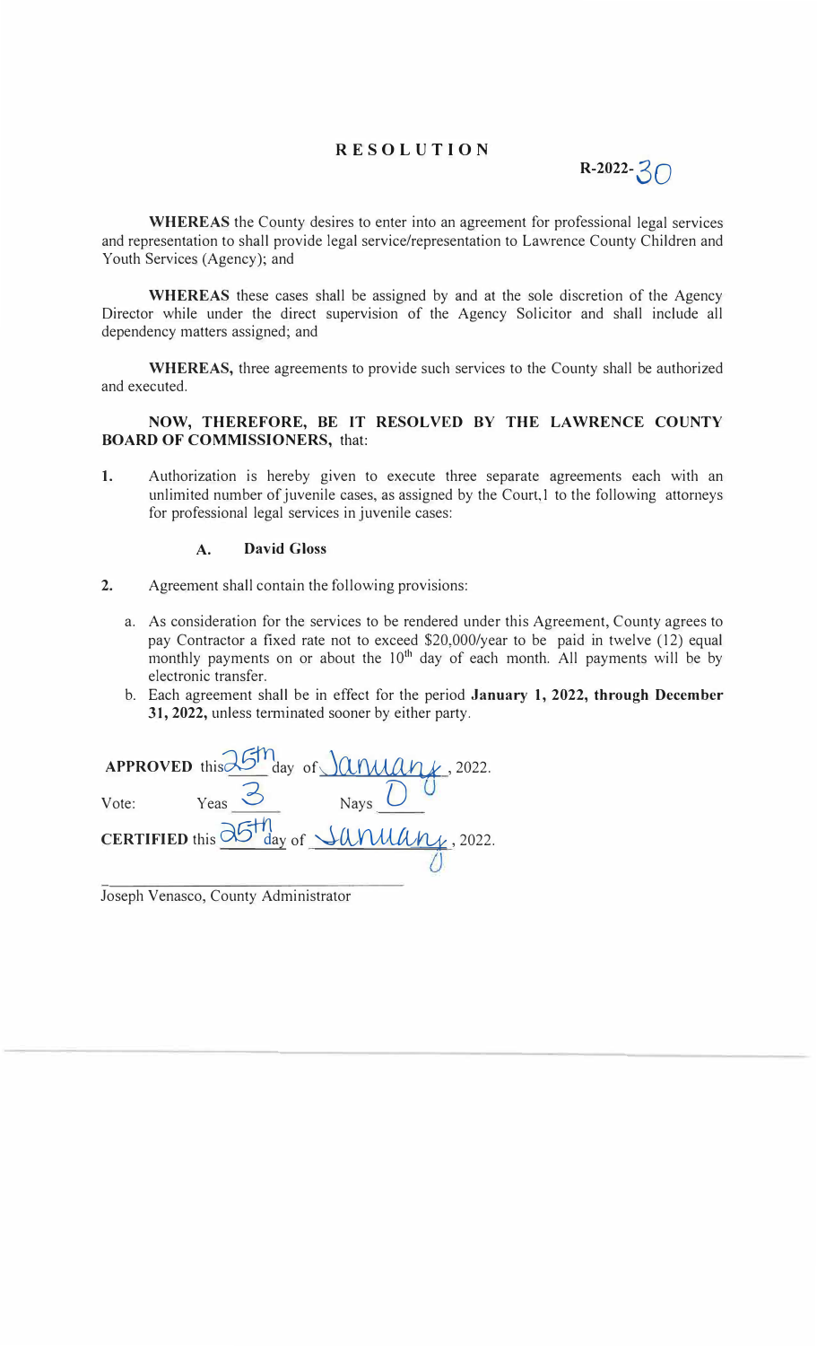# RESOLUTION

**R-2022-30**

**WHEREAS** the County desires to enter into an agreement for professional legal services and representation to shall provide legal service/representation to Lawrence County Children and Youth Services (Agency); and

**WHEREAS** these cases shall be assigned by and at the sole discretion of the Agency Director while under the direct supervision of the Agency Solicitor and shall include all dependency matters assigned; and

**WHEREAS,** three agreements to provide such services to the County shall be authorized and executed.

**NOW, THEREFORE, BE IT RESOLVED BY THE LAWRENCE COUNTY BOARD OF COMMISSIONERS,** that:

1. Authorization is hereby given to execute three separate agreements each with an unlimited number of juvenile cases, as assigned by the Court,1 to the following attorneys for professional legal services in juvenile cases:

   **A. David Gloss**

2. Agreement shall contain the following provisions:

   a. As consideration for the services to be rendered under this Agreement, County agrees to pay Contractor a fixed rate not to exceed $20,000/year to be paid in twelve (12) equal monthly payments on or about the 10th day of each month. All payments will be by electronic transfer.

   b. Each agreement shall be in effect for the period **January 1, 2022, through December 31, 2022,** unless terminated sooner by either party.

**APPROVED** this 25th day of January, 2022.

Vote: Yeas 3 Nays 0

**CERTIFIED** this 25th day of January, 2022.

\_\_\_\_\_\_\_\_\_\_\_\_\_\_\_\_\_\_\_\_\_\_\_\_\_\_\_\_\_\_\_\_\_\_\_\_

Joseph Venasco, County Administrator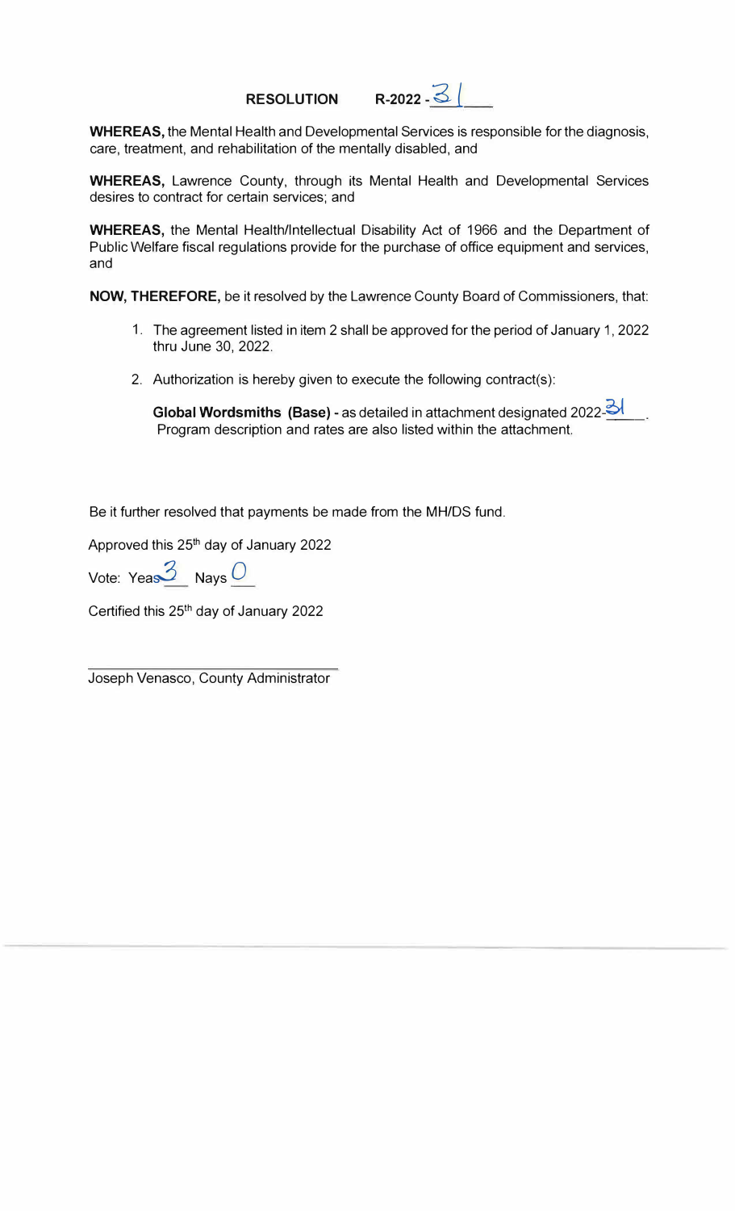**RESOLUTION R-2022-31**

**WHEREAS,** the Mental Health and Developmental Services is responsible for the diagnosis, care, treatment, and rehabilitation of the mentally disabled, and

**WHEREAS,** Lawrence County, through its Mental Health and Developmental Services desires to contract for certain services; and

**WHEREAS,** the Mental Health/Intellectual Disability Act of 1966 and the Department of Public Welfare fiscal regulations provide for the purchase of office equipment and services, and

**NOW, THEREFORE,** be it resolved by the Lawrence County Board of Commissioners, that:

1. The agreement listed in item 2 shall be approved for the period of January 1, 2022 thru June 30, 2022.
2. Authorization is hereby given to execute the following contract(s):

   **Global Wordsmiths (Base) -** as detailed in attachment designated 2022-31. Program description and rates are also listed within the attachment.

Be it further resolved that payments be made from the MH/DS fund.

Approved this 25th day of January 2022

Vote: Yeas 3 Nays 0

Certified this 25th day of January 2022

\_\_\_\_\_\_\_\_\_\_\_\_\_\_\_\_\_\_\_\_\_\_\_\_\_\_\_\_\_\_\_\_\_\_

Joseph Venasco, County Administrator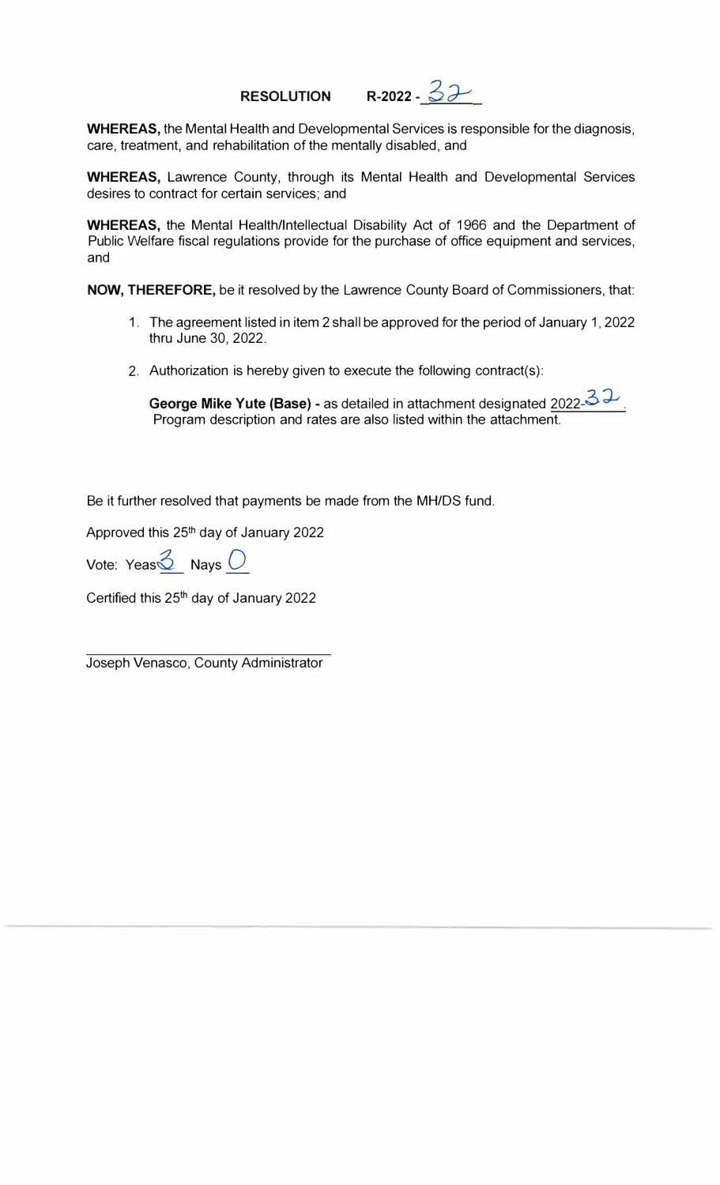**RESOLUTION R-2022 - 32**

**WHEREAS,** the Mental Health and Developmental Services is responsible for the diagnosis, care, treatment, and rehabilitation of the mentally disabled, and

**WHEREAS,** Lawrence County, through its Mental Health and Developmental Services desires to contract for certain services; and

**WHEREAS,** the Mental Health/Intellectual Disability Act of 1966 and the Department of Public Welfare fiscal regulations provide for the purchase of office equipment and services, and

**NOW, THEREFORE,** be it resolved by the Lawrence County Board of Commissioners, that:

1. The agreement listed in item 2 shall be approved for the period of January 1, 2022 thru June 30, 2022.
2. Authorization is hereby given to execute the following contract(s):

   **George Mike Yute (Base) -** as detailed in attachment designated 2022-32. Program description and rates are also listed within the attachment.

Be it further resolved that payments be made from the MH/DS fund.

Approved this 25th day of January 2022

Vote: Yeas 3 Nays 0

Certified this 25th day of January 2022

Joseph Venasco, County Administrator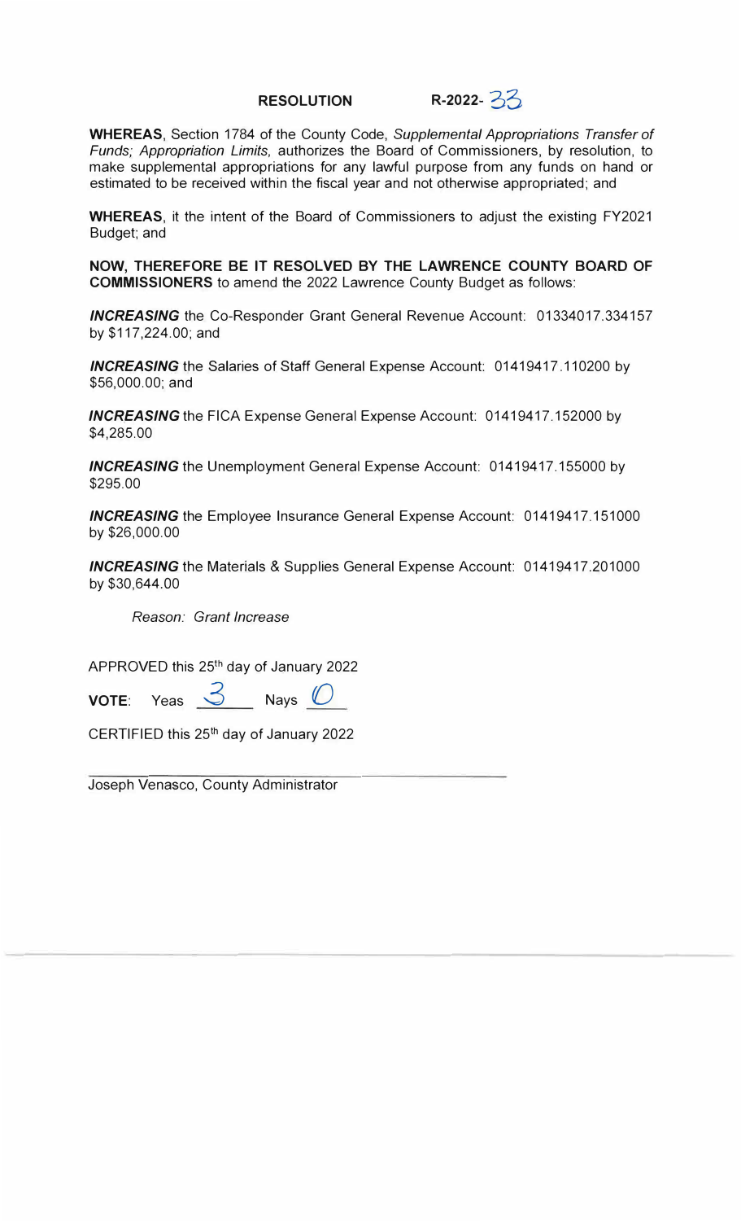**RESOLUTION** **R-2022-33**

**WHEREAS**, Section 1784 of the County Code, *Supplemental Appropriations Transfer of Funds; Appropriation Limits,* authorizes the Board of Commissioners, by resolution, to make supplemental appropriations for any lawful purpose from any funds on hand or estimated to be received within the fiscal year and not otherwise appropriated; and

**WHEREAS**, it the intent of the Board of Commissioners to adjust the existing FY2021 Budget; and

**NOW, THEREFORE BE IT RESOLVED BY THE LAWRENCE COUNTY BOARD OF COMMISSIONERS** to amend the 2022 Lawrence County Budget as follows:

***INCREASING*** the Co-Responder Grant General Revenue Account: 01334017.334157 by $117,224.00; and

***INCREASING*** the Salaries of Staff General Expense Account: 01419417.110200 by $56,000.00; and

***INCREASING*** the FICA Expense General Expense Account: 01419417.152000 by $4,285.00

***INCREASING*** the Unemployment General Expense Account: 01419417.155000 by $295.00

***INCREASING*** the Employee Insurance General Expense Account: 01419417.151000 by $26,000.00

***INCREASING*** the Materials & Supplies General Expense Account: 01419417.201000 by $30,644.00

*Reason: Grant Increase*

APPROVED this 25th day of January 2022

**VOTE**: Yeas 3 Nays 0

CERTIFIED this 25th day of January 2022

Joseph Venasco, County Administrator